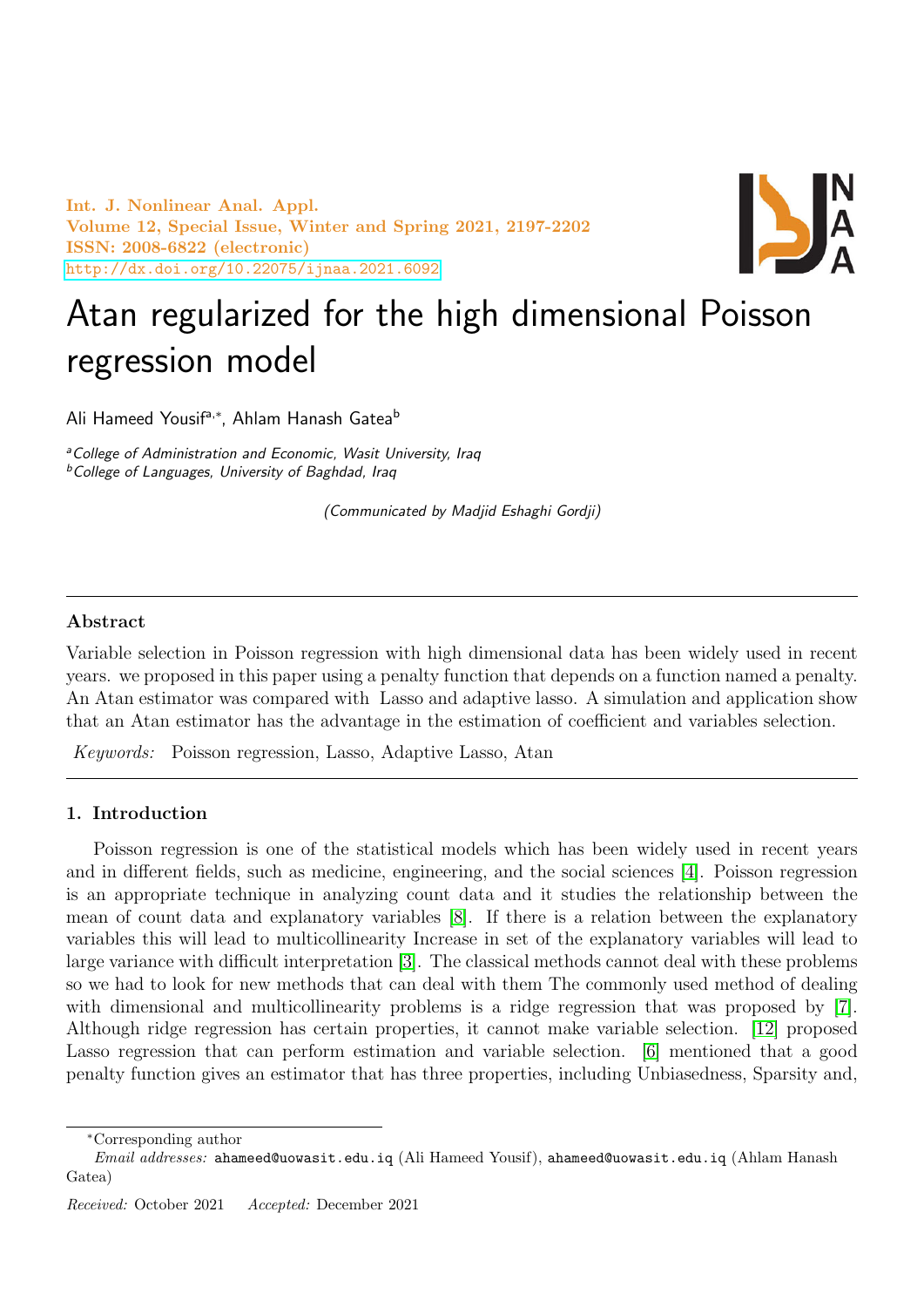# Atan regularized for the high dimensional Poisson regression model

Ali Hameed Yousif[a,*], Ahlam Hanash Gatea[b]

[a]*College of Administration and Economic, Wasit University, Iraq*
[b]*College of Languages, University of Baghdad, Iraq*

*(Communicated by Madjid Eshaghi Gordji)*

---

### Abstract

Variable selection in Poisson regression with high dimensional data has been widely used in recent years. we proposed in this paper using a penalty function that depends on a function named a penalty. An Atan estimator was compared with Lasso and adaptive lasso. A simulation and application show that an Atan estimator has the advantage in the estimation of coefficient and variables selection.

*Keywords:* Poisson regression, Lasso, Adaptive Lasso, Atan

---

## 1. Introduction

Poisson regression is one of the statistical models which has been widely used in recent years and in different fields, such as medicine, engineering, and the social sciences [4]. Poisson regression is an appropriate technique in analyzing count data and it studies the relationship between the mean of count data and explanatory variables [8]. If there is a relation between the explanatory variables this will lead to multicollinearity Increase in set of the explanatory variables will lead to large variance with difficult interpretation [3]. The classical methods cannot deal with these problems so we had to look for new methods that can deal with them The commonly used method of dealing with dimensional and multicollinearity problems is a ridge regression that was proposed by [7]. Although ridge regression has certain properties, it cannot make variable selection. [12] proposed Lasso regression that can perform estimation and variable selection. [6] mentioned that a good penalty function gives an estimator that has three properties, including Unbiasedness, Sparsity and,

---

*Corresponding author

*Email addresses:* ahameed@uowasit.edu.iq (Ali Hameed Yousif), ahameed@uowasit.edu.iq (Ahlam Hanash Gatea)

*Received:* October 2021 *Accepted:* December 2021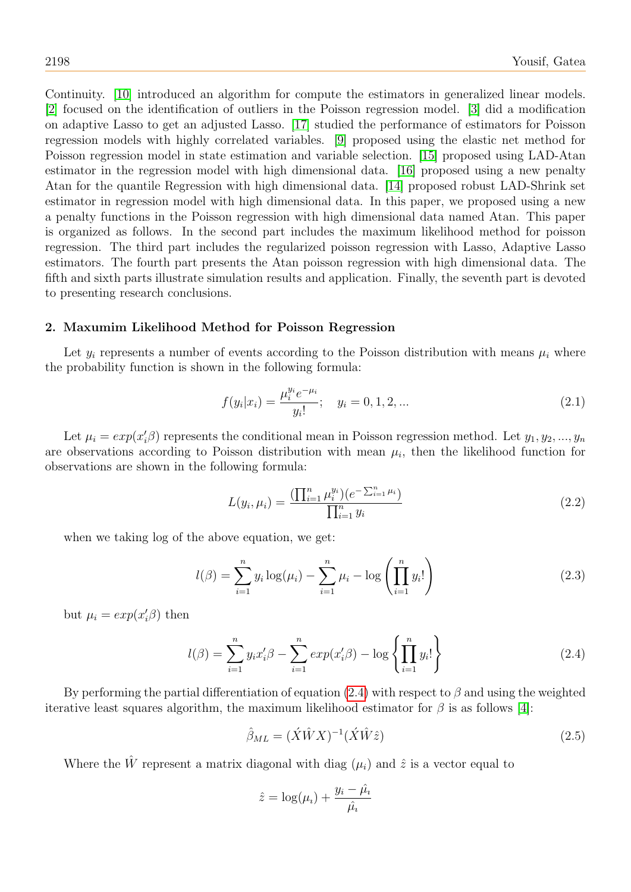Continuity. [10] introduced an algorithm for compute the estimators in generalized linear models. [2] focused on the identification of outliers in the Poisson regression model. [3] did a modification on adaptive Lasso to get an adjusted Lasso. [17] studied the performance of estimators for Poisson regression models with highly correlated variables. [9] proposed using the elastic net method for Poisson regression model in state estimation and variable selection. [15] proposed using LAD-Atan estimator in the regression model with high dimensional data. [16] proposed using a new penalty Atan for the quantile Regression with high dimensional data. [14] proposed robust LAD-Shrink set estimator in regression model with high dimensional data. In this paper, we proposed using a new a penalty functions in the Poisson regression with high dimensional data named Atan. This paper is organized as follows. In the second part includes the maximum likelihood method for poisson regression. The third part includes the regularized poisson regression with Lasso, Adaptive Lasso estimators. The fourth part presents the Atan poisson regression with high dimensional data. The fifth and sixth parts illustrate simulation results and application. Finally, the seventh part is devoted to presenting research conclusions.

## 2. Maxumim Likelihood Method for Poisson Regression

Let $y_i$ represents a number of events according to the Poisson distribution with means $\mu_i$ where the probability function is shown in the following formula:

$$f(y_i|x_i) = \frac{\mu_i^{y_i} e^{-\mu_i}}{y_i!}; \quad y_i = 0, 1, 2, ... \tag{2.1}$$

Let $\mu_i = exp(x_i'\beta)$ represents the conditional mean in Poisson regression method. Let $y_1, y_2, ..., y_n$ are observations according to Poisson distribution with mean $\mu_i$, then the likelihood function for observations are shown in the following formula:

$$L(y_i, \mu_i) = \frac{(\prod_{i=1}^{n} \mu_i^{y_i})(e^{-\sum_{i=1}^{n} \mu_i})}{\prod_{i=1}^{n} y_i} \tag{2.2}$$

when we taking log of the above equation, we get:

$$l(\beta) = \sum_{i=1}^{n} y_i \log(\mu_i) - \sum_{i=1}^{n} \mu_i - \log\left(\prod_{i=1}^{n} y_i!\right) \tag{2.3}$$

but $\mu_i = exp(x_i'\beta)$ then

$$l(\beta) = \sum_{i=1}^{n} y_i x_i'\beta - \sum_{i=1}^{n} exp(x_i'\beta) - \log\left\{\prod_{i=1}^{n} y_i!\right\} \tag{2.4}$$

By performing the partial differentiation of equation (2.4) with respect to $\beta$ and using the weighted iterative least squares algorithm, the maximum likelihood estimator for $\beta$ is as follows [4]:

$$\hat{\beta}_{ML} = (\acute{X}\hat{W}X)^{-1}(\acute{X}\hat{W}\hat{z}) \tag{2.5}$$

Where the $\hat{W}$ represent a matrix diagonal with diag $(\mu_i)$ and $\hat{z}$ is a vector equal to

$$\hat{z} = \log(\mu_\imath) + \frac{y_i - \hat{\mu_\imath}}{\hat{\mu_\imath}}$$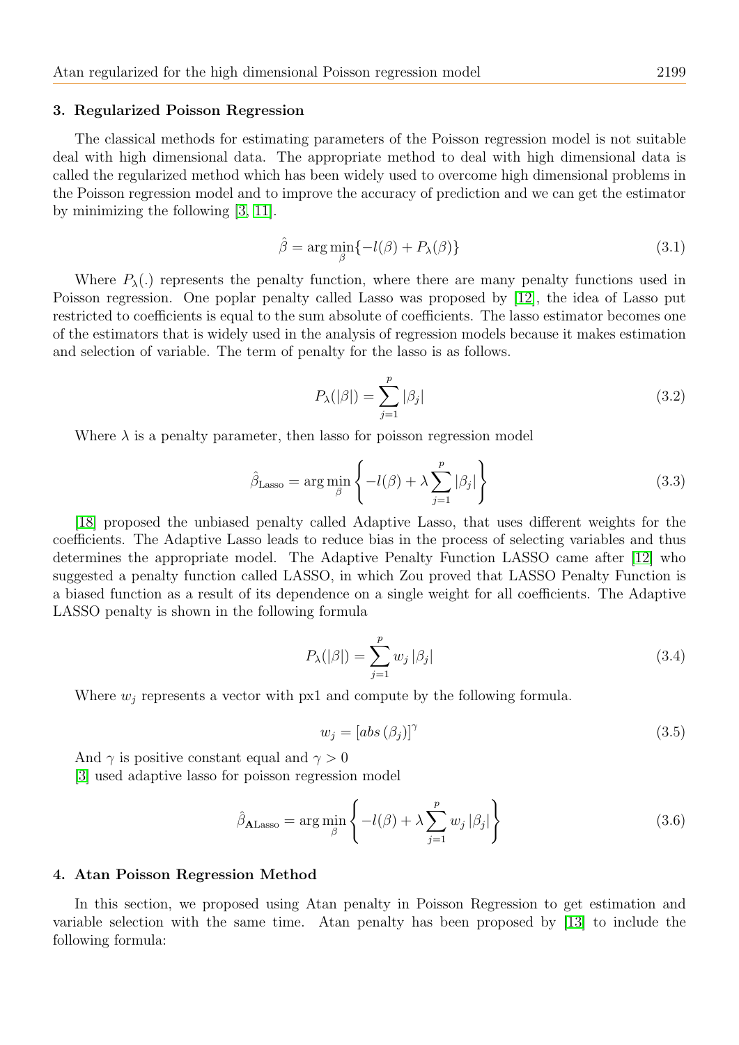## 3. Regularized Poisson Regression

The classical methods for estimating parameters of the Poisson regression model is not suitable deal with high dimensional data. The appropriate method to deal with high dimensional data is called the regularized method which has been widely used to overcome high dimensional problems in the Poisson regression model and to improve the accuracy of prediction and we can get the estimator by minimizing the following [3, 11].

$$\hat{\beta} = \arg\min_{\beta}\{-l(\beta) + P_{\lambda}(\beta)\} \tag{3.1}$$

Where $P_{\lambda}(.)$ represents the penalty function, where there are many penalty functions used in Poisson regression. One poplar penalty called Lasso was proposed by [12], the idea of Lasso put restricted to coefficients is equal to the sum absolute of coefficients. The lasso estimator becomes one of the estimators that is widely used in the analysis of regression models because it makes estimation and selection of variable. The term of penalty for the lasso is as follows.

$$P_{\lambda}(|\beta|) = \sum_{j=1}^{p} |\beta_j| \tag{3.2}$$

Where $\lambda$ is a penalty parameter, then lasso for poisson regression model

$$\hat{\beta}_{\text{Lasso}} = \arg\min_{\beta}\left\{-l(\beta) + \lambda\sum_{j=1}^{p}|\beta_j|\right\} \tag{3.3}$$

[18] proposed the unbiased penalty called Adaptive Lasso, that uses different weights for the coefficients. The Adaptive Lasso leads to reduce bias in the process of selecting variables and thus determines the appropriate model. The Adaptive Penalty Function LASSO came after [12] who suggested a penalty function called LASSO, in which Zou proved that LASSO Penalty Function is a biased function as a result of its dependence on a single weight for all coefficients. The Adaptive LASSO penalty is shown in the following formula

$$P_{\lambda}(|\beta|) = \sum_{j=1}^{p} w_j\,|\beta_j| \tag{3.4}$$

Where $w_j$ represents a vector with px1 and compute by the following formula.

$$w_j = [abs\,(\beta_j)]^{\gamma} \tag{3.5}$$

And $\gamma$ is positive constant equal and $\gamma > 0$
[3] used adaptive lasso for poisson regression model

$$\hat{\beta}_{\mathbf{A}\text{Lasso}} = \arg\min_{\beta}\left\{-l(\beta) + \lambda\sum_{j=1}^{p} w_j\,|\beta_j|\right\} \tag{3.6}$$

## 4. Atan Poisson Regression Method

In this section, we proposed using Atan penalty in Poisson Regression to get estimation and variable selection with the same time. Atan penalty has been proposed by [13] to include the following formula: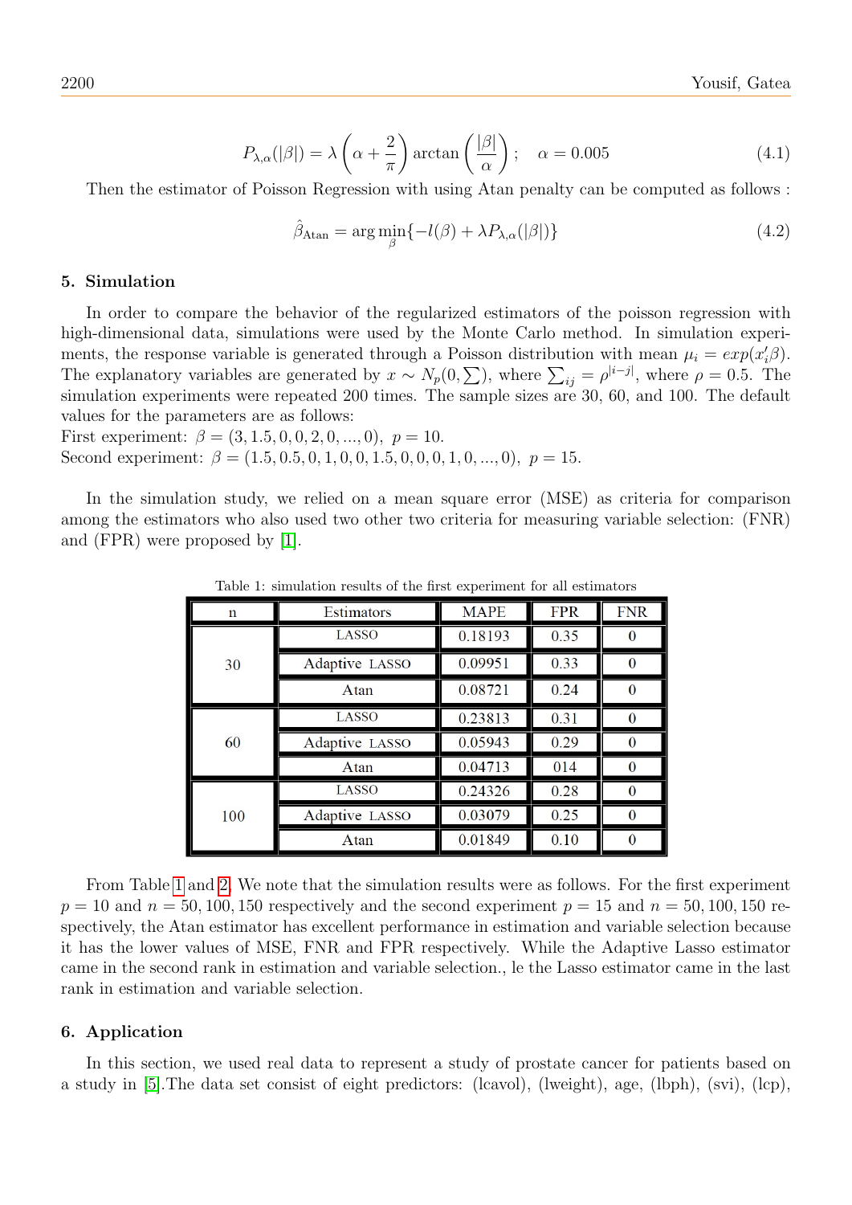$$P_{\lambda,\alpha}(|\beta|) = \lambda\left(\alpha + \frac{2}{\pi}\right)\arctan\left(\frac{|\beta|}{\alpha}\right); \quad \alpha = 0.005 \tag{4.1}$$

Then the estimator of Poisson Regression with using Atan penalty can be computed as follows :

$$\hat{\beta}_{\text{Atan}} = \arg\min_{\beta}\{-l(\beta) + \lambda P_{\lambda,\alpha}(|\beta|)\} \tag{4.2}$$

## 5. Simulation

In order to compare the behavior of the regularized estimators of the poisson regression with high-dimensional data, simulations were used by the Monte Carlo method. In simulation experiments, the response variable is generated through a Poisson distribution with mean $\mu_i = exp(x_i'\beta)$. The explanatory variables are generated by $x \sim N_p(0, \sum)$, where $\sum_{ij} = \rho^{|i-j|}$, where $\rho = 0.5$. The simulation experiments were repeated 200 times. The sample sizes are 30, 60, and 100. The default values for the parameters are as follows:

First experiment: $\beta = (3, 1.5, 0, 0, 2, 0, ..., 0)$, $p = 10$.

Second experiment: $\beta = (1.5, 0.5, 0, 1, 0, 0, 1.5, 0, 0, 0, 1, 0, ..., 0)$, $p = 15$.

In the simulation study, we relied on a mean square error (MSE) as criteria for comparison among the estimators who also used two other two criteria for measuring variable selection: (FNR) and (FPR) were proposed by [1].

Table 1: simulation results of the first experiment for all estimators

| n | Estimators | MAPE | FPR | FNR |
|---|---|---|---|---|
| 30 | LASSO | 0.18193 | 0.35 | 0 |
| | Adaptive LASSO | 0.09951 | 0.33 | 0 |
| | Atan | 0.08721 | 0.24 | 0 |
| 60 | LASSO | 0.23813 | 0.31 | 0 |
| | Adaptive LASSO | 0.05943 | 0.29 | 0 |
| | Atan | 0.04713 | 014 | 0 |
| 100 | LASSO | 0.24326 | 0.28 | 0 |
| | Adaptive LASSO | 0.03079 | 0.25 | 0 |
| | Atan | 0.01849 | 0.10 | 0 |

From Table 1 and 2. We note that the simulation results were as follows. For the first experiment $p = 10$ and $n = 50, 100, 150$ respectively and the second experiment $p = 15$ and $n = 50, 100, 150$ respectively, the Atan estimator has excellent performance in estimation and variable selection because it has the lower values of MSE, FNR and FPR respectively. While the Adaptive Lasso estimator came in the second rank in estimation and variable selection., le the Lasso estimator came in the last rank in estimation and variable selection.

## 6. Application

In this section, we used real data to represent a study of prostate cancer for patients based on a study in [5].The data set consist of eight predictors: (lcavol), (lweight), age, (lbph), (svi), (lcp),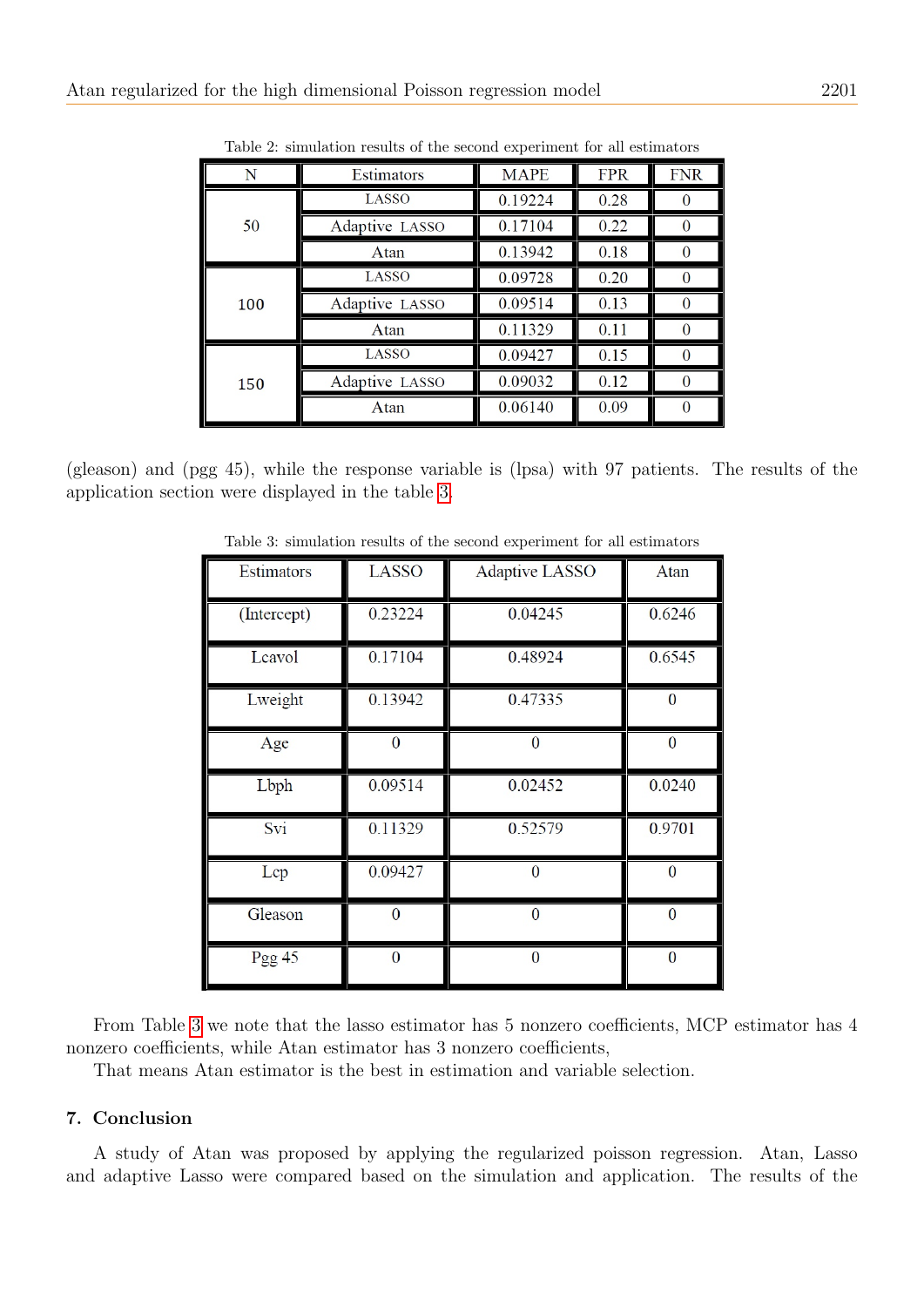Table 2: simulation results of the second experiment for all estimators

| N | Estimators | MAPE | FPR | FNR |
|---|---|---|---|---|
| 50 | LASSO | 0.19224 | 0.28 | 0 |
| | Adaptive LASSO | 0.17104 | 0.22 | 0 |
| | Atan | 0.13942 | 0.18 | 0 |
| 100 | LASSO | 0.09728 | 0.20 | 0 |
| | Adaptive LASSO | 0.09514 | 0.13 | 0 |
| | Atan | 0.11329 | 0.11 | 0 |
| 150 | LASSO | 0.09427 | 0.15 | 0 |
| | Adaptive LASSO | 0.09032 | 0.12 | 0 |
| | Atan | 0.06140 | 0.09 | 0 |

(gleason) and (pgg 45), while the response variable is (lpsa) with 97 patients. The results of the application section were displayed in the table 3.

Table 3: simulation results of the second experiment for all estimators

| Estimators | LASSO | Adaptive LASSO | Atan |
|---|---|---|---|
| (Intercept) | 0.23224 | 0.04245 | 0.6246 |
| Lcavol | 0.17104 | 0.48924 | 0.6545 |
| Lweight | 0.13942 | 0.47335 | 0 |
| Age | 0 | 0 | 0 |
| Lbph | 0.09514 | 0.02452 | 0.0240 |
| Svi | 0.11329 | 0.52579 | 0.9701 |
| Lcp | 0.09427 | 0 | 0 |
| Gleason | 0 | 0 | 0 |
| Pgg 45 | 0 | 0 | 0 |

From Table 3 we note that the lasso estimator has 5 nonzero coefficients, MCP estimator has 4 nonzero coefficients, while Atan estimator has 3 nonzero coefficients,

That means Atan estimator is the best in estimation and variable selection.

## 7. Conclusion

A study of Atan was proposed by applying the regularized poisson regression. Atan, Lasso and adaptive Lasso were compared based on the simulation and application. The results of the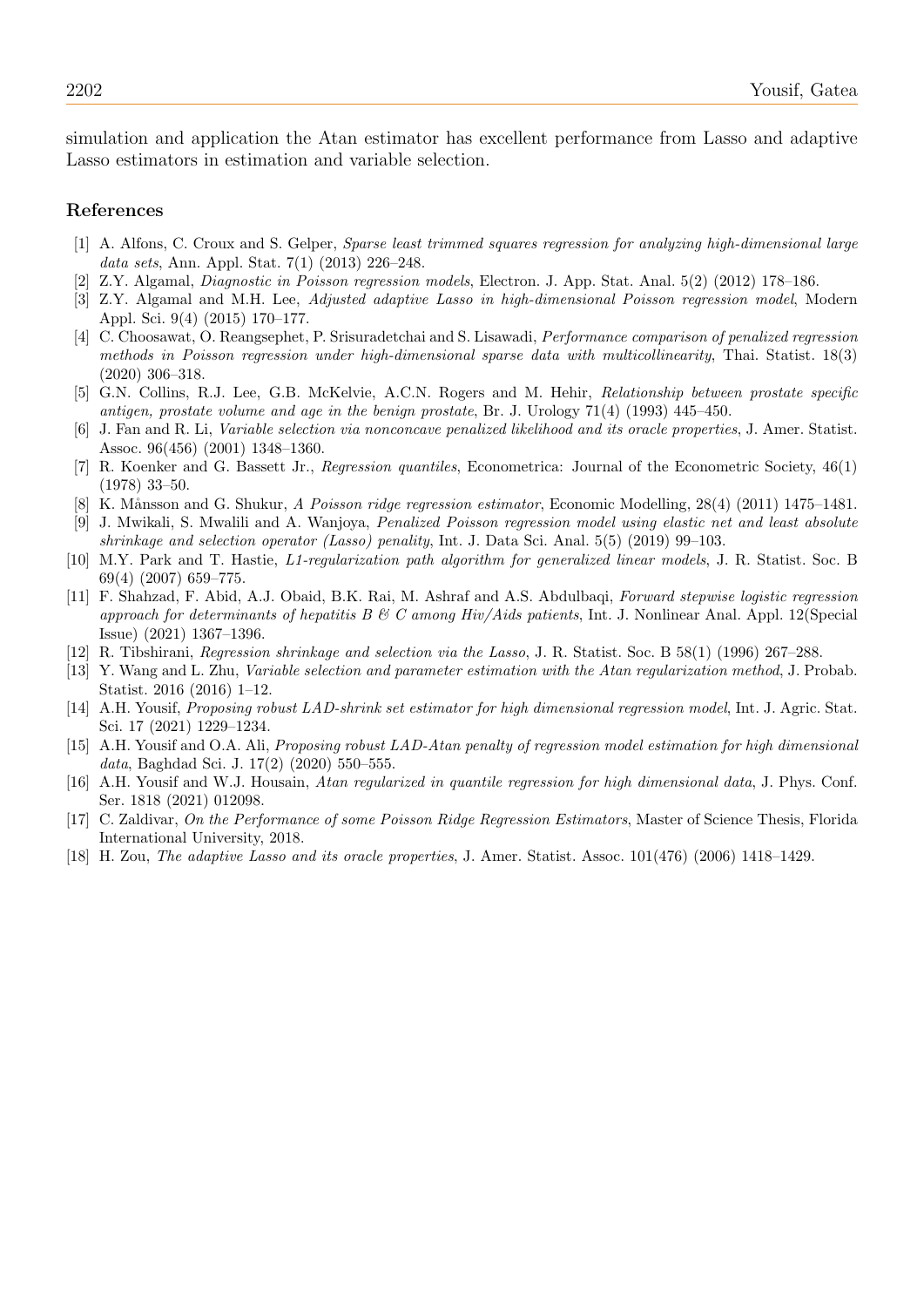simulation and application the Atan estimator has excellent performance from Lasso and adaptive Lasso estimators in estimation and variable selection.

## References

[1] A. Alfons, C. Croux and S. Gelper, *Sparse least trimmed squares regression for analyzing high-dimensional large data sets*, Ann. Appl. Stat. 7(1) (2013) 226–248.

[2] Z.Y. Algamal, *Diagnostic in Poisson regression models*, Electron. J. App. Stat. Anal. 5(2) (2012) 178–186.

[3] Z.Y. Algamal and M.H. Lee, *Adjusted adaptive Lasso in high-dimensional Poisson regression model*, Modern Appl. Sci. 9(4) (2015) 170–177.

[4] C. Choosawat, O. Reangsephet, P. Srisuradetchai and S. Lisawadi, *Performance comparison of penalized regression methods in Poisson regression under high-dimensional sparse data with multicollinearity*, Thai. Statist. 18(3) (2020) 306–318.

[5] G.N. Collins, R.J. Lee, G.B. McKelvie, A.C.N. Rogers and M. Hehir, *Relationship between prostate specific antigen, prostate volume and age in the benign prostate*, Br. J. Urology 71(4) (1993) 445–450.

[6] J. Fan and R. Li, *Variable selection via nonconcave penalized likelihood and its oracle properties*, J. Amer. Statist. Assoc. 96(456) (2001) 1348–1360.

[7] R. Koenker and G. Bassett Jr., *Regression quantiles*, Econometrica: Journal of the Econometric Society, 46(1) (1978) 33–50.

[8] K. Månsson and G. Shukur, *A Poisson ridge regression estimator*, Economic Modelling, 28(4) (2011) 1475–1481.

[9] J. Mwikali, S. Mwalili and A. Wanjoya, *Penalized Poisson regression model using elastic net and least absolute shrinkage and selection operator (Lasso) penality*, Int. J. Data Sci. Anal. 5(5) (2019) 99–103.

[10] M.Y. Park and T. Hastie, *L1-regularization path algorithm for generalized linear models*, J. R. Statist. Soc. B 69(4) (2007) 659–775.

[11] F. Shahzad, F. Abid, A.J. Obaid, B.K. Rai, M. Ashraf and A.S. Abdulbaqi, *Forward stepwise logistic regression approach for determinants of hepatitis B & C among Hiv/Aids patients*, Int. J. Nonlinear Anal. Appl. 12(Special Issue) (2021) 1367–1396.

[12] R. Tibshirani, *Regression shrinkage and selection via the Lasso*, J. R. Statist. Soc. B 58(1) (1996) 267–288.

[13] Y. Wang and L. Zhu, *Variable selection and parameter estimation with the Atan regularization method*, J. Probab. Statist. 2016 (2016) 1–12.

[14] A.H. Yousif, *Proposing robust LAD-shrink set estimator for high dimensional regression model*, Int. J. Agric. Stat. Sci. 17 (2021) 1229–1234.

[15] A.H. Yousif and O.A. Ali, *Proposing robust LAD-Atan penalty of regression model estimation for high dimensional data*, Baghdad Sci. J. 17(2) (2020) 550–555.

[16] A.H. Yousif and W.J. Housain, *Atan regularized in quantile regression for high dimensional data*, J. Phys. Conf. Ser. 1818 (2021) 012098.

[17] C. Zaldivar, *On the Performance of some Poisson Ridge Regression Estimators*, Master of Science Thesis, Florida International University, 2018.

[18] H. Zou, *The adaptive Lasso and its oracle properties*, J. Amer. Statist. Assoc. 101(476) (2006) 1418–1429.